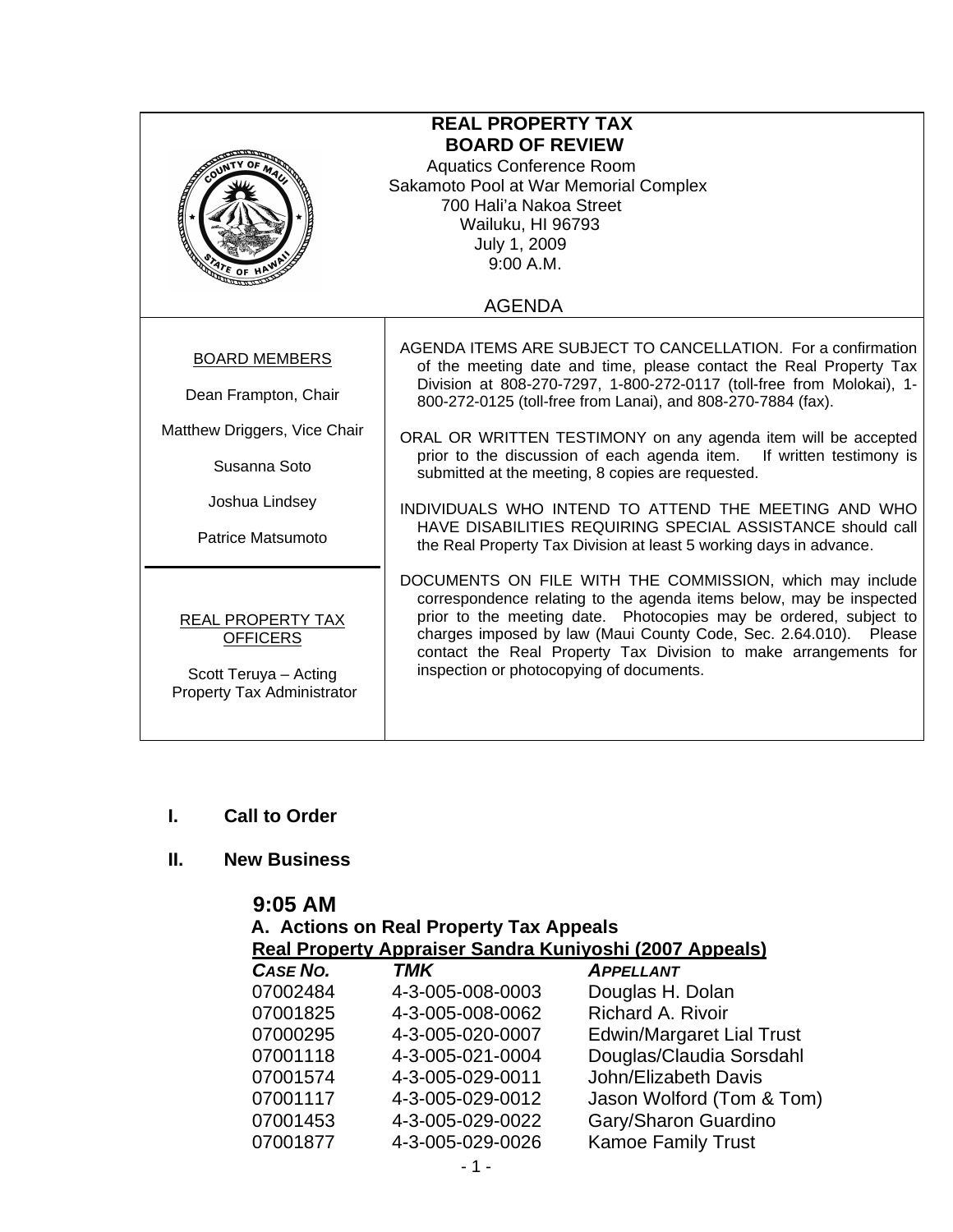# REAL PROPERTY TAX
## BOARD OF REVIEW

Aquatics Conference Room
Sakamoto Pool at War Memorial Complex
700 Hali'a Nakoa Street
Wailuku, HI 96793
July 1, 2009
9:00 A.M.

AGENDA

| BOARD MEMBERS | |
|---|---|
| Dean Frampton, Chair<br>Matthew Driggers, Vice Chair<br>Susanna Soto<br>Joshua Lindsey<br>Patrice Matsumoto | AGENDA ITEMS ARE SUBJECT TO CANCELLATION. For a confirmation of the meeting date and time, please contact the Real Property Tax Division at 808-270-7297, 1-800-272-0117 (toll-free from Molokai), 1-800-272-0125 (toll-free from Lanai), and 808-270-7884 (fax).<br><br>ORAL OR WRITTEN TESTIMONY on any agenda item will be accepted prior to the discussion of each agenda item. If written testimony is submitted at the meeting, 8 copies are requested.<br><br>INDIVIDUALS WHO INTEND TO ATTEND THE MEETING AND WHO HAVE DISABILITIES REQUIRING SPECIAL ASSISTANCE should call the Real Property Tax Division at least 5 working days in advance. |
| REAL PROPERTY TAX OFFICERS<br><br>Scott Teruya – Acting Property Tax Administrator | DOCUMENTS ON FILE WITH THE COMMISSION, which may include correspondence relating to the agenda items below, may be inspected prior to the meeting date. Photocopies may be ordered, subject to charges imposed by law (Maui County Code, Sec. 2.64.010). Please contact the Real Property Tax Division to make arrangements for inspection or photocopying of documents. |

**I. Call to Order**

**II. New Business**

**9:05 AM**

**A. Actions on Real Property Tax Appeals**

**Real Property Appraiser Sandra Kuniyoshi (2007 Appeals)**

| *CASE NO.* | *TMK* | *APPELLANT* |
|---|---|---|
| 07002484 | 4-3-005-008-0003 | Douglas H. Dolan |
| 07001825 | 4-3-005-008-0062 | Richard A. Rivoir |
| 07000295 | 4-3-005-020-0007 | Edwin/Margaret Lial Trust |
| 07001118 | 4-3-005-021-0004 | Douglas/Claudia Sorsdahl |
| 07001574 | 4-3-005-029-0011 | John/Elizabeth Davis |
| 07001117 | 4-3-005-029-0012 | Jason Wolford (Tom & Tom) |
| 07001453 | 4-3-005-029-0022 | Gary/Sharon Guardino |
| 07001877 | 4-3-005-029-0026 | Kamoe Family Trust |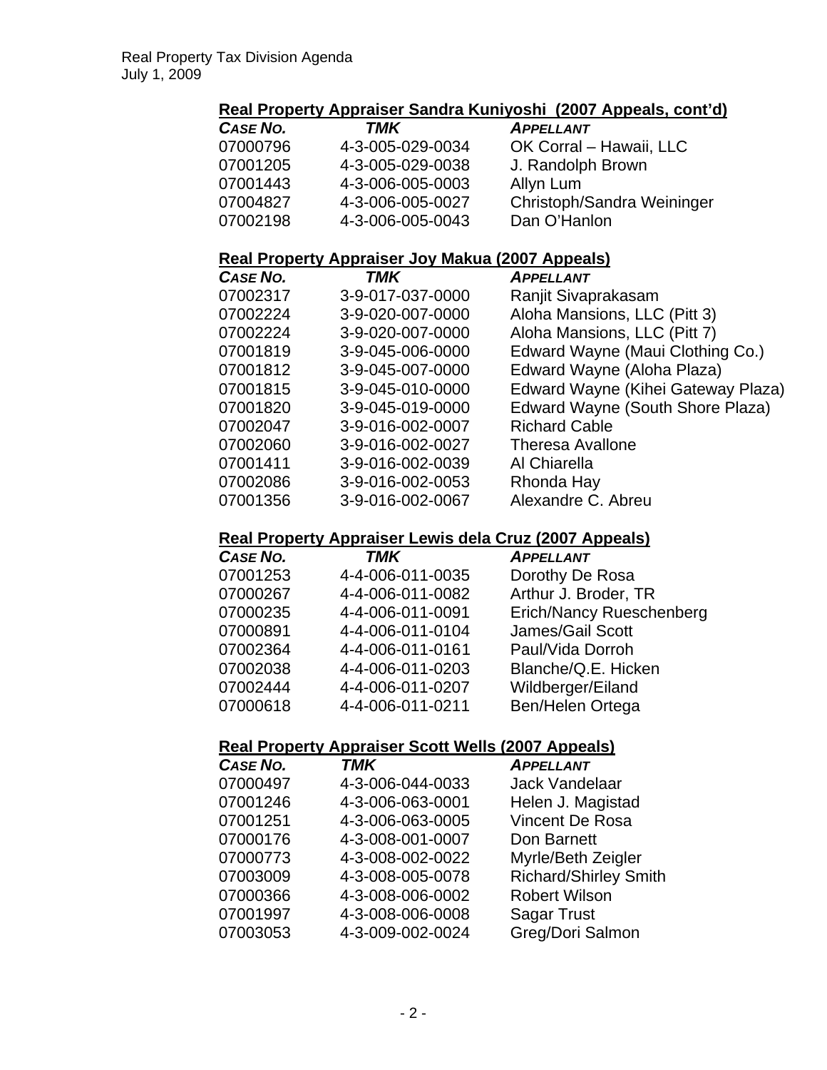### Real Property Appraiser Sandra Kuniyoshi (2007 Appeals, cont'd)

| *CASE NO.* | *TMK* | *APPELLANT* |
|---|---|---|
| 07000796 | 4-3-005-029-0034 | OK Corral – Hawaii, LLC |
| 07001205 | 4-3-005-029-0038 | J. Randolph Brown |
| 07001443 | 4-3-006-005-0003 | Allyn Lum |
| 07004827 | 4-3-006-005-0027 | Christoph/Sandra Weininger |
| 07002198 | 4-3-006-005-0043 | Dan O'Hanlon |

### Real Property Appraiser Joy Makua (2007 Appeals)

| *CASE NO.* | *TMK* | *APPELLANT* |
|---|---|---|
| 07002317 | 3-9-017-037-0000 | Ranjit Sivaprakasam |
| 07002224 | 3-9-020-007-0000 | Aloha Mansions, LLC (Pitt 3) |
| 07002224 | 3-9-020-007-0000 | Aloha Mansions, LLC (Pitt 7) |
| 07001819 | 3-9-045-006-0000 | Edward Wayne (Maui Clothing Co.) |
| 07001812 | 3-9-045-007-0000 | Edward Wayne (Aloha Plaza) |
| 07001815 | 3-9-045-010-0000 | Edward Wayne (Kihei Gateway Plaza) |
| 07001820 | 3-9-045-019-0000 | Edward Wayne (South Shore Plaza) |
| 07002047 | 3-9-016-002-0007 | Richard Cable |
| 07002060 | 3-9-016-002-0027 | Theresa Avallone |
| 07001411 | 3-9-016-002-0039 | Al Chiarella |
| 07002086 | 3-9-016-002-0053 | Rhonda Hay |
| 07001356 | 3-9-016-002-0067 | Alexandre C. Abreu |

### Real Property Appraiser Lewis dela Cruz (2007 Appeals)

| *CASE NO.* | *TMK* | *APPELLANT* |
|---|---|---|
| 07001253 | 4-4-006-011-0035 | Dorothy De Rosa |
| 07000267 | 4-4-006-011-0082 | Arthur J. Broder, TR |
| 07000235 | 4-4-006-011-0091 | Erich/Nancy Rueschenberg |
| 07000891 | 4-4-006-011-0104 | James/Gail Scott |
| 07002364 | 4-4-006-011-0161 | Paul/Vida Dorroh |
| 07002038 | 4-4-006-011-0203 | Blanche/Q.E. Hicken |
| 07002444 | 4-4-006-011-0207 | Wildberger/Eiland |
| 07000618 | 4-4-006-011-0211 | Ben/Helen Ortega |

### Real Property Appraiser Scott Wells (2007 Appeals)

| *CASE NO.* | *TMK* | *APPELLANT* |
|---|---|---|
| 07000497 | 4-3-006-044-0033 | Jack Vandelaar |
| 07001246 | 4-3-006-063-0001 | Helen J. Magistad |
| 07001251 | 4-3-006-063-0005 | Vincent De Rosa |
| 07000176 | 4-3-008-001-0007 | Don Barnett |
| 07000773 | 4-3-008-002-0022 | Myrle/Beth Zeigler |
| 07003009 | 4-3-008-005-0078 | Richard/Shirley Smith |
| 07000366 | 4-3-008-006-0002 | Robert Wilson |
| 07001997 | 4-3-008-006-0008 | Sagar Trust |
| 07003053 | 4-3-009-002-0024 | Greg/Dori Salmon |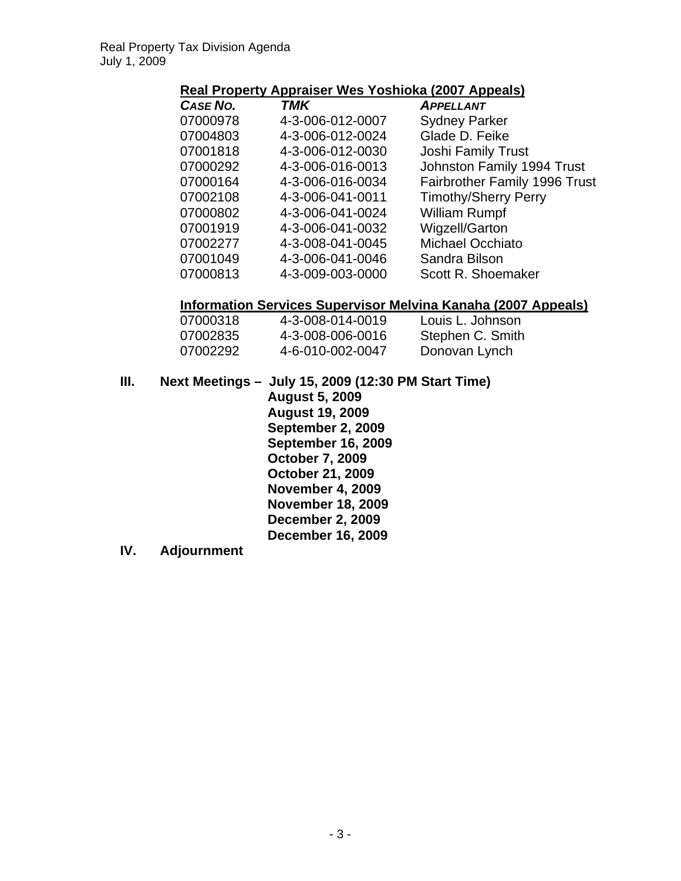**Real Property Appraiser Wes Yoshioka (2007 Appeals)**

| ***CASE NO.*** | ***TMK*** | ***APPELLANT*** |
|---|---|---|
| 07000978 | 4-3-006-012-0007 | Sydney Parker |
| 07004803 | 4-3-006-012-0024 | Glade D. Feike |
| 07001818 | 4-3-006-012-0030 | Joshi Family Trust |
| 07000292 | 4-3-006-016-0013 | Johnston Family 1994 Trust |
| 07000164 | 4-3-006-016-0034 | Fairbrother Family 1996 Trust |
| 07002108 | 4-3-006-041-0011 | Timothy/Sherry Perry |
| 07000802 | 4-3-006-041-0024 | William Rumpf |
| 07001919 | 4-3-006-041-0032 | Wigzell/Garton |
| 07002277 | 4-3-008-041-0045 | Michael Occhiato |
| 07001049 | 4-3-006-041-0046 | Sandra Bilson |
| 07000813 | 4-3-009-003-0000 | Scott R. Shoemaker |

**Information Services Supervisor Melvina Kanaha (2007 Appeals)**

| | | |
|---|---|---|
| 07000318 | 4-3-008-014-0019 | Louis L. Johnson |
| 07002835 | 4-3-008-006-0016 | Stephen C. Smith |
| 07002292 | 4-6-010-002-0047 | Donovan Lynch |

**III. Next Meetings – July 15, 2009 (12:30 PM Start Time)**
**August 5, 2009**
**August 19, 2009**
**September 2, 2009**
**September 16, 2009**
**October 7, 2009**
**October 21, 2009**
**November 4, 2009**
**November 18, 2009**
**December 2, 2009**
**December 16, 2009**

**IV. Adjournment**